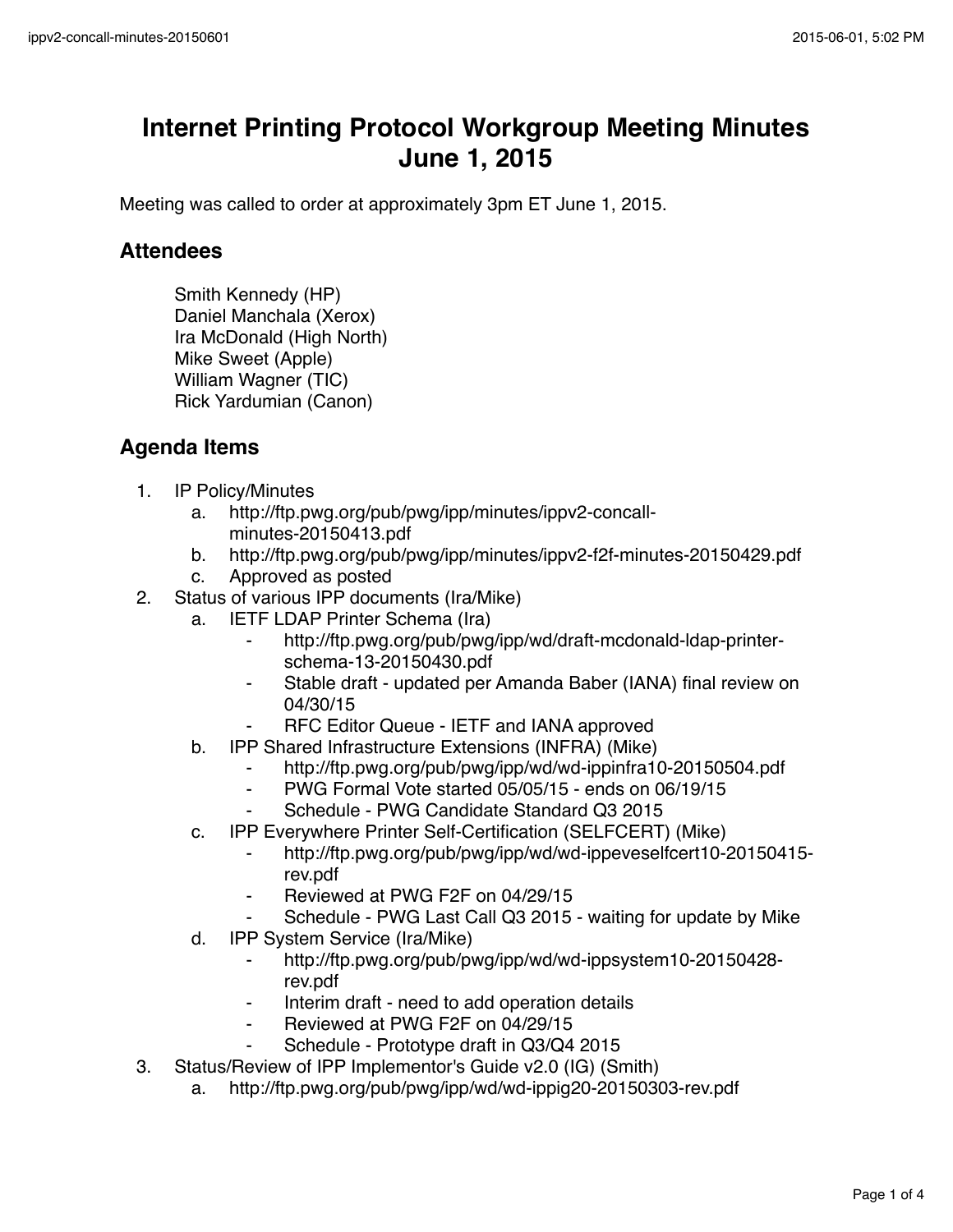# Internet Printing Protocol Workgroup Meeting Minutes June 1, 2015

Meeting was called to order at approximately 3pm ET June 1, 2015.

## Attendees

Smith Kennedy (HP)
Daniel Manchala (Xerox)
Ira McDonald (High North)
Mike Sweet (Apple)
William Wagner (TIC)
Rick Yardumian (Canon)

## Agenda Items

1. IP Policy/Minutes
    a. http://ftp.pwg.org/pub/pwg/ipp/minutes/ippv2-concall-minutes-20150413.pdf
    b. http://ftp.pwg.org/pub/pwg/ipp/minutes/ippv2-f2f-minutes-20150429.pdf
    c. Approved as posted
2. Status of various IPP documents (Ira/Mike)
    a. IETF LDAP Printer Schema (Ira)
        - http://ftp.pwg.org/pub/pwg/ipp/wd/draft-mcdonald-ldap-printer-schema-13-20150430.pdf
        - Stable draft - updated per Amanda Baber (IANA) final review on 04/30/15
        - RFC Editor Queue - IETF and IANA approved
    b. IPP Shared Infrastructure Extensions (INFRA) (Mike)
        - http://ftp.pwg.org/pub/pwg/ipp/wd/wd-ippinfra10-20150504.pdf
        - PWG Formal Vote started 05/05/15 - ends on 06/19/15
        - Schedule - PWG Candidate Standard Q3 2015
    c. IPP Everywhere Printer Self-Certification (SELFCERT) (Mike)
        - http://ftp.pwg.org/pub/pwg/ipp/wd/wd-ippeveselfcert10-20150415-rev.pdf
        - Reviewed at PWG F2F on 04/29/15
        - Schedule - PWG Last Call Q3 2015 - waiting for update by Mike
    d. IPP System Service (Ira/Mike)
        - http://ftp.pwg.org/pub/pwg/ipp/wd/wd-ippsystem10-20150428-rev.pdf
        - Interim draft - need to add operation details
        - Reviewed at PWG F2F on 04/29/15
        - Schedule - Prototype draft in Q3/Q4 2015
3. Status/Review of IPP Implementor's Guide v2.0 (IG) (Smith)
    a. http://ftp.pwg.org/pub/pwg/ipp/wd/wd-ippig20-20150303-rev.pdf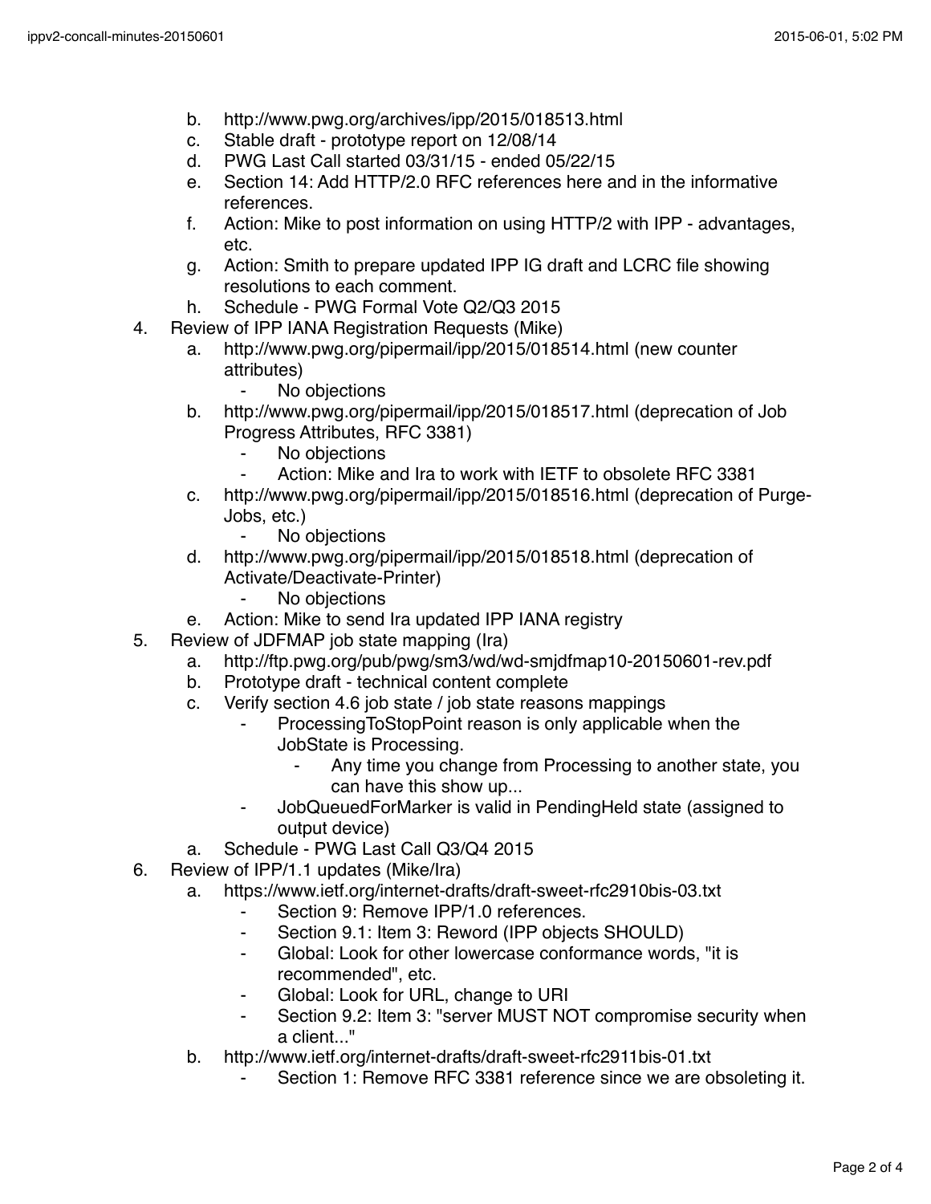b. http://www.pwg.org/archives/ipp/2015/018513.html
c. Stable draft - prototype report on 12/08/14
d. PWG Last Call started 03/31/15 - ended 05/22/15
e. Section 14: Add HTTP/2.0 RFC references here and in the informative references.
f. Action: Mike to post information on using HTTP/2 with IPP - advantages, etc.
g. Action: Smith to prepare updated IPP IG draft and LCRC file showing resolutions to each comment.
h. Schedule - PWG Formal Vote Q2/Q3 2015

4. Review of IPP IANA Registration Requests (Mike)
   a. http://www.pwg.org/pipermail/ipp/2015/018514.html (new counter attributes)
      - No objections
   b. http://www.pwg.org/pipermail/ipp/2015/018517.html (deprecation of Job Progress Attributes, RFC 3381)
      - No objections
      - Action: Mike and Ira to work with IETF to obsolete RFC 3381
   c. http://www.pwg.org/pipermail/ipp/2015/018516.html (deprecation of Purge-Jobs, etc.)
      - No objections
   d. http://www.pwg.org/pipermail/ipp/2015/018518.html (deprecation of Activate/Deactivate-Printer)
      - No objections
   e. Action: Mike to send Ira updated IPP IANA registry
5. Review of JDFMAP job state mapping (Ira)
   a. http://ftp.pwg.org/pub/pwg/sm3/wd/wd-smjdfmap10-20150601-rev.pdf
   b. Prototype draft - technical content complete
   c. Verify section 4.6 job state / job state reasons mappings
      - ProcessingToStopPoint reason is only applicable when the JobState is Processing.
        - Any time you change from Processing to another state, you can have this show up...
      - JobQueuedForMarker is valid in PendingHeld state (assigned to output device)
   a. Schedule - PWG Last Call Q3/Q4 2015
6. Review of IPP/1.1 updates (Mike/Ira)
   a. https://www.ietf.org/internet-drafts/draft-sweet-rfc2910bis-03.txt
      - Section 9: Remove IPP/1.0 references.
      - Section 9.1: Item 3: Reword (IPP objects SHOULD)
      - Global: Look for other lowercase conformance words, "it is recommended", etc.
      - Global: Look for URL, change to URI
      - Section 9.2: Item 3: "server MUST NOT compromise security when a client..."
   b. http://www.ietf.org/internet-drafts/draft-sweet-rfc2911bis-01.txt
      - Section 1: Remove RFC 3381 reference since we are obsoleting it.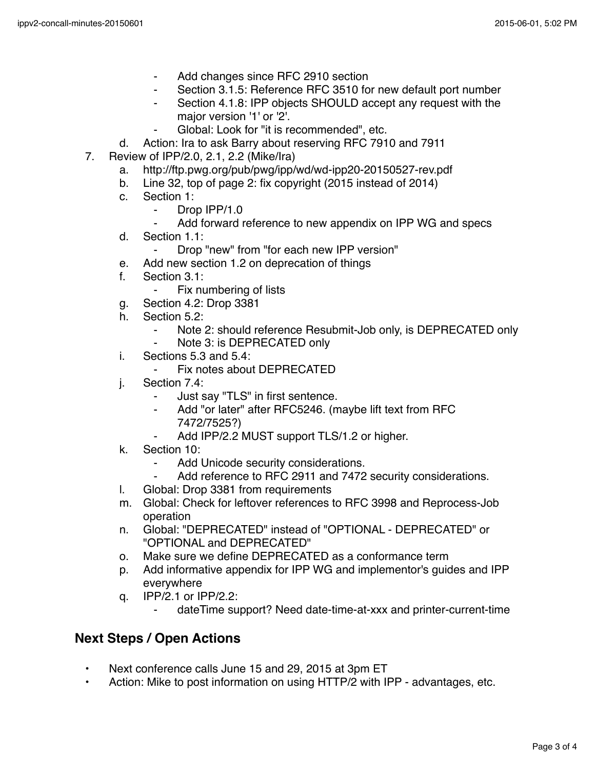- Add changes since RFC 2910 section
  - Section 3.1.5: Reference RFC 3510 for new default port number
  - Section 4.1.8: IPP objects SHOULD accept any request with the major version '1' or '2'.
  - Global: Look for "it is recommended", etc.

  d. Action: Ira to ask Barry about reserving RFC 7910 and 7911

7. Review of IPP/2.0, 2.1, 2.2 (Mike/Ira)
   a. http://ftp.pwg.org/pub/pwg/ipp/wd/wd-ipp20-20150527-rev.pdf
   b. Line 32, top of page 2: fix copyright (2015 instead of 2014)
   c. Section 1:
      - Drop IPP/1.0
      - Add forward reference to new appendix on IPP WG and specs
   d. Section 1.1:
      - Drop "new" from "for each new IPP version"
   e. Add new section 1.2 on deprecation of things
   f. Section 3.1:
      - Fix numbering of lists
   g. Section 4.2: Drop 3381
   h. Section 5.2:
      - Note 2: should reference Resubmit-Job only, is DEPRECATED only
      - Note 3: is DEPRECATED only
   i. Sections 5.3 and 5.4:
      - Fix notes about DEPRECATED
   j. Section 7.4:
      - Just say "TLS" in first sentence.
      - Add "or later" after RFC5246. (maybe lift text from RFC 7472/7525?)
      - Add IPP/2.2 MUST support TLS/1.2 or higher.
   k. Section 10:
      - Add Unicode security considerations.
      - Add reference to RFC 2911 and 7472 security considerations.
   l. Global: Drop 3381 from requirements
   m. Global: Check for leftover references to RFC 3998 and Reprocess-Job operation
   n. Global: "DEPRECATED" instead of "OPTIONAL - DEPRECATED" or "OPTIONAL and DEPRECATED"
   o. Make sure we define DEPRECATED as a conformance term
   p. Add informative appendix for IPP WG and implementor's guides and IPP everywhere
   q. IPP/2.1 or IPP/2.2:
      - dateTime support? Need date-time-at-xxx and printer-current-time

## Next Steps / Open Actions

- Next conference calls June 15 and 29, 2015 at 3pm ET
- Action: Mike to post information on using HTTP/2 with IPP - advantages, etc.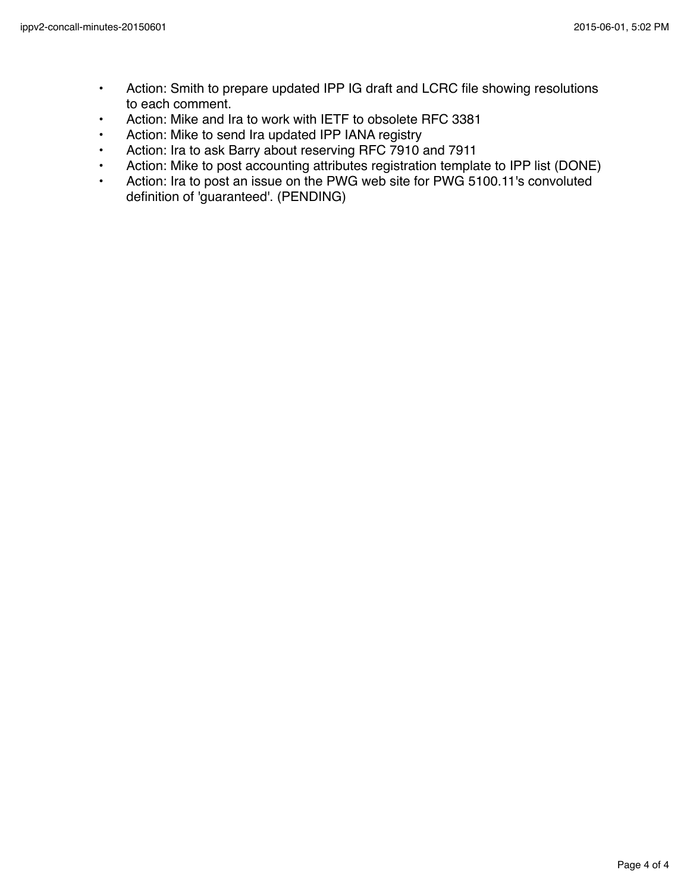- Action: Smith to prepare updated IPP IG draft and LCRC file showing resolutions to each comment.
- Action: Mike and Ira to work with IETF to obsolete RFC 3381
- Action: Mike to send Ira updated IPP IANA registry
- Action: Ira to ask Barry about reserving RFC 7910 and 7911
- Action: Mike to post accounting attributes registration template to IPP list (DONE)
- Action: Ira to post an issue on the PWG web site for PWG 5100.11's convoluted definition of 'guaranteed'. (PENDING)